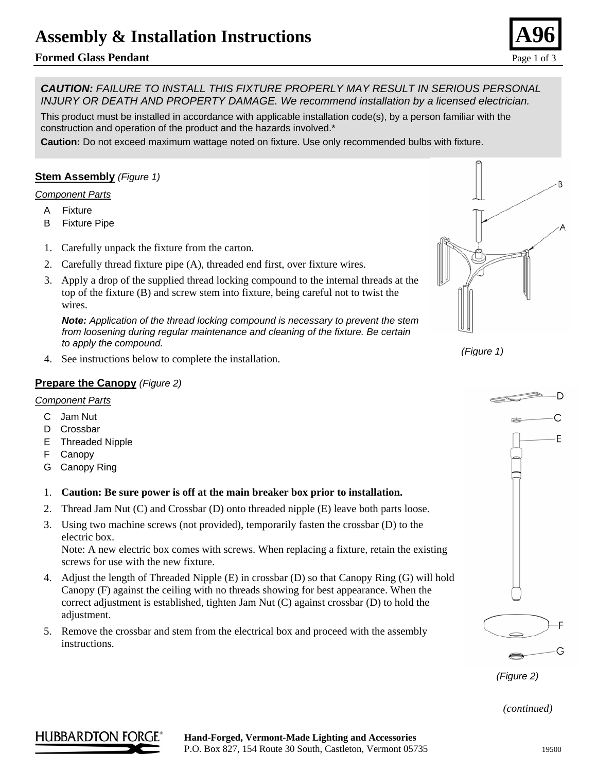# Assembly & Installation Instructions

**A96**

## Formed Glass Pendant

***CAUTION:*** *FAILURE TO INSTALL THIS FIXTURE PROPERLY MAY RESULT IN SERIOUS PERSONAL INJURY OR DEATH AND PROPERTY DAMAGE. We recommend installation by a licensed electrician.*

This product must be installed in accordance with applicable installation code(s), by a person familiar with the construction and operation of the product and the hazards involved.*

**Caution:** Do not exceed maximum wattage noted on fixture. Use only recommended bulbs with fixture.

### Stem Assembly *(Figure 1)*

*Component Parts*

- A Fixture
- B Fixture Pipe

1. Carefully unpack the fixture from the carton.
2. Carefully thread fixture pipe (A), threaded end first, over fixture wires.
3. Apply a drop of the supplied thread locking compound to the internal threads at the top of the fixture (B) and screw stem into fixture, being careful not to twist the wires.

   ***Note:*** *Application of the thread locking compound is necessary to prevent the stem from loosening during regular maintenance and cleaning of the fixture. Be certain to apply the compound.*
4. See instructions below to complete the installation.

*(Figure 1)*

### Prepare the Canopy *(Figure 2)*

*Component Parts*

- C Jam Nut
- D Crossbar
- E Threaded Nipple
- F Canopy
- G Canopy Ring

1. **Caution: Be sure power is off at the main breaker box prior to installation.**
2. Thread Jam Nut (C) and Crossbar (D) onto threaded nipple (E) leave both parts loose.
3. Using two machine screws (not provided), temporarily fasten the crossbar (D) to the electric box.
   Note: A new electric box comes with screws. When replacing a fixture, retain the existing screws for use with the new fixture.
4. Adjust the length of Threaded Nipple (E) in crossbar (D) so that Canopy Ring (G) will hold Canopy (F) against the ceiling with no threads showing for best appearance. When the correct adjustment is established, tighten Jam Nut (C) against crossbar (D) to hold the adjustment.
5. Remove the crossbar and stem from the electrical box and proceed with the assembly instructions.

*(Figure 2)*

*(continued)*

HUBBARDTON FORGE®

**Hand-Forged, Vermont-Made Lighting and Accessories**
P.O. Box 827, 154 Route 30 South, Castleton, Vermont 05735

19500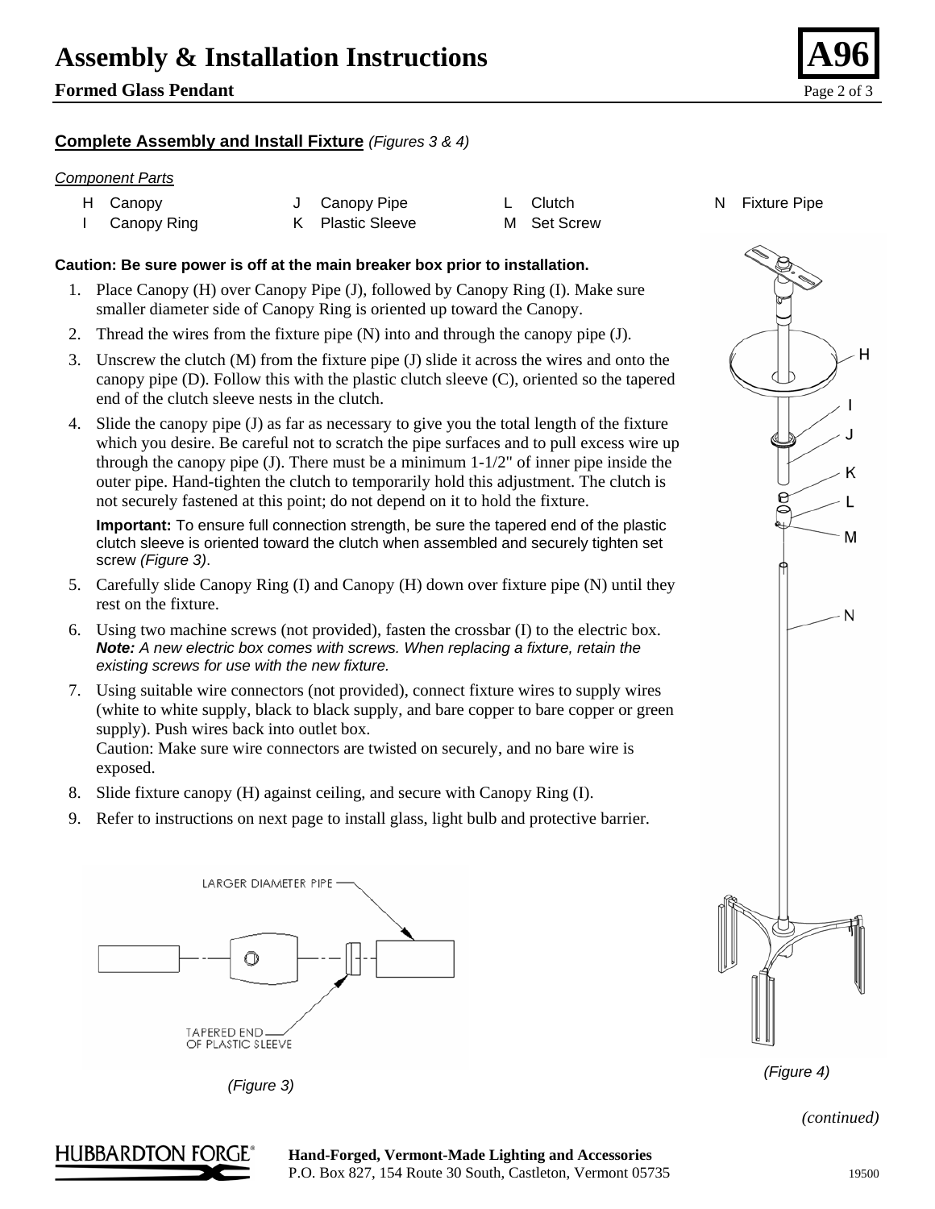## Complete Assembly and Install Fixture *(Figures 3 & 4)*

*Component Parts*

| | | | | | | | |
|---|---|---|---|---|---|---|---|
| H | Canopy | J | Canopy Pipe | L | Clutch | N | Fixture Pipe |
| I | Canopy Ring | K | Plastic Sleeve | M | Set Screw | | |

**Caution: Be sure power is off at the main breaker box prior to installation.**

1. Place Canopy (H) over Canopy Pipe (J), followed by Canopy Ring (I). Make sure smaller diameter side of Canopy Ring is oriented up toward the Canopy.
2. Thread the wires from the fixture pipe (N) into and through the canopy pipe (J).
3. Unscrew the clutch (M) from the fixture pipe (J) slide it across the wires and onto the canopy pipe (D). Follow this with the plastic clutch sleeve (C), oriented so the tapered end of the clutch sleeve nests in the clutch.
4. Slide the canopy pipe (J) as far as necessary to give you the total length of the fixture which you desire. Be careful not to scratch the pipe surfaces and to pull excess wire up through the canopy pipe (J). There must be a minimum 1-1/2" of inner pipe inside the outer pipe. Hand-tighten the clutch to temporarily hold this adjustment. The clutch is not securely fastened at this point; do not depend on it to hold the fixture.

   **Important:** To ensure full connection strength, be sure the tapered end of the plastic clutch sleeve is oriented toward the clutch when assembled and securely tighten set screw *(Figure 3)*.

5. Carefully slide Canopy Ring (I) and Canopy (H) down over fixture pipe (N) until they rest on the fixture.
6. Using two machine screws (not provided), fasten the crossbar (I) to the electric box. ***Note:*** *A new electric box comes with screws. When replacing a fixture, retain the existing screws for use with the new fixture.*
7. Using suitable wire connectors (not provided), connect fixture wires to supply wires (white to white supply, black to black supply, and bare copper to bare copper or green supply). Push wires back into outlet box.
   Caution: Make sure wire connectors are twisted on securely, and no bare wire is exposed.
8. Slide fixture canopy (H) against ceiling, and secure with Canopy Ring (I).
9. Refer to instructions on next page to install glass, light bulb and protective barrier.

LARGER DIAMETER PIPE

TAPERED END OF PLASTIC SLEEVE

*(Figure 3)*

H I J K L M N

*(Figure 4)*

*(continued)*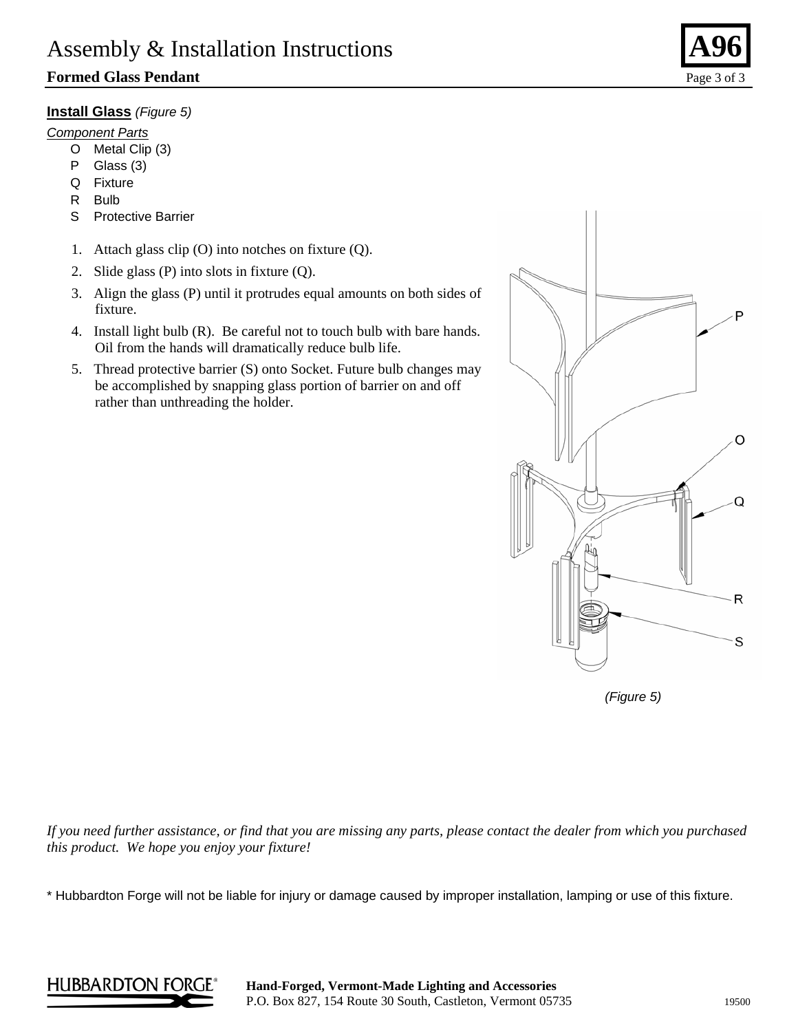## Install Glass *(Figure 5)*

*Component Parts*

- O Metal Clip (3)
- P Glass (3)
- Q Fixture
- R Bulb
- S Protective Barrier

1. Attach glass clip (O) into notches on fixture (Q).
2. Slide glass (P) into slots in fixture (Q).
3. Align the glass (P) until it protrudes equal amounts on both sides of fixture.
4. Install light bulb (R). Be careful not to touch bulb with bare hands. Oil from the hands will dramatically reduce bulb life.
5. Thread protective barrier (S) onto Socket. Future bulb changes may be accomplished by snapping glass portion of barrier on and off rather than unthreading the holder.

P

O

Q

R

S

*(Figure 5)*

*If you need further assistance, or find that you are missing any parts, please contact the dealer from which you purchased this product. We hope you enjoy your fixture!*

* Hubbardton Forge will not be liable for injury or damage caused by improper installation, lamping or use of this fixture.

HUBBARDTON FORGE®

**Hand-Forged, Vermont-Made Lighting and Accessories**
P.O. Box 827, 154 Route 30 South, Castleton, Vermont 05735

19500